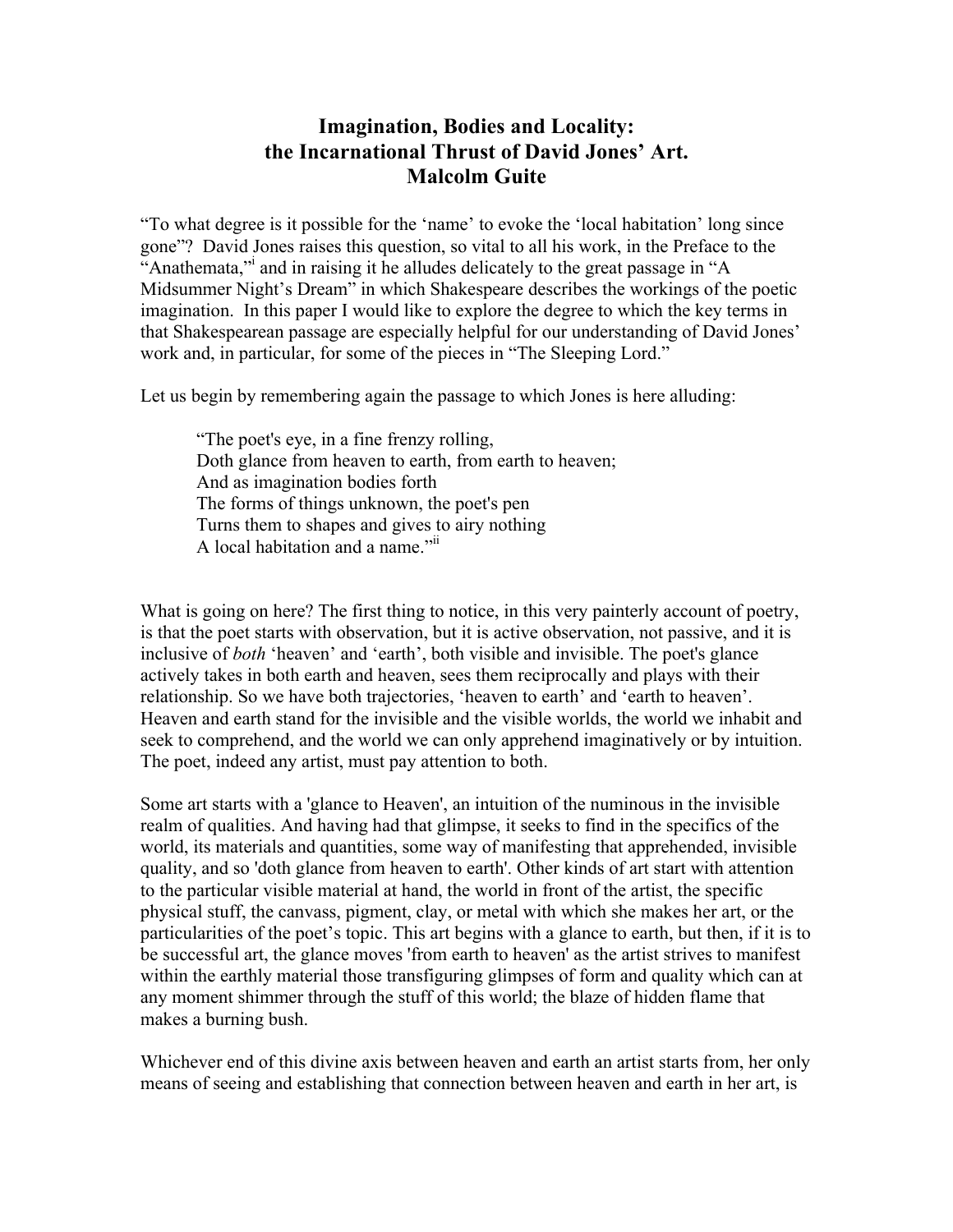# Imagination, Bodies and Locality: the Incarnational Thrust of David Jones' Art.

**Malcolm Guite**

"To what degree is it possible for the 'name' to evoke the 'local habitation' long since gone"? David Jones raises this question, so vital to all his work, in the Preface to the "Anathemata,"[i] and in raising it he alludes delicately to the great passage in "A Midsummer Night's Dream" in which Shakespeare describes the workings of the poetic imagination. In this paper I would like to explore the degree to which the key terms in that Shakespearean passage are especially helpful for our understanding of David Jones' work and, in particular, for some of the pieces in "The Sleeping Lord."

Let us begin by remembering again the passage to which Jones is here alluding:

> "The poet's eye, in a fine frenzy rolling,
> Doth glance from heaven to earth, from earth to heaven;
> And as imagination bodies forth
> The forms of things unknown, the poet's pen
> Turns them to shapes and gives to airy nothing
> A local habitation and a name."[ii]

What is going on here? The first thing to notice, in this very painterly account of poetry, is that the poet starts with observation, but it is active observation, not passive, and it is inclusive of *both* 'heaven' and 'earth', both visible and invisible. The poet's glance actively takes in both earth and heaven, sees them reciprocally and plays with their relationship. So we have both trajectories, 'heaven to earth' and 'earth to heaven'. Heaven and earth stand for the invisible and the visible worlds, the world we inhabit and seek to comprehend, and the world we can only apprehend imaginatively or by intuition. The poet, indeed any artist, must pay attention to both.

Some art starts with a 'glance to Heaven', an intuition of the numinous in the invisible realm of qualities. And having had that glimpse, it seeks to find in the specifics of the world, its materials and quantities, some way of manifesting that apprehended, invisible quality, and so 'doth glance from heaven to earth'. Other kinds of art start with attention to the particular visible material at hand, the world in front of the artist, the specific physical stuff, the canvass, pigment, clay, or metal with which she makes her art, or the particularities of the poet's topic. This art begins with a glance to earth, but then, if it is to be successful art, the glance moves 'from earth to heaven' as the artist strives to manifest within the earthly material those transfiguring glimpses of form and quality which can at any moment shimmer through the stuff of this world; the blaze of hidden flame that makes a burning bush.

Whichever end of this divine axis between heaven and earth an artist starts from, her only means of seeing and establishing that connection between heaven and earth in her art, is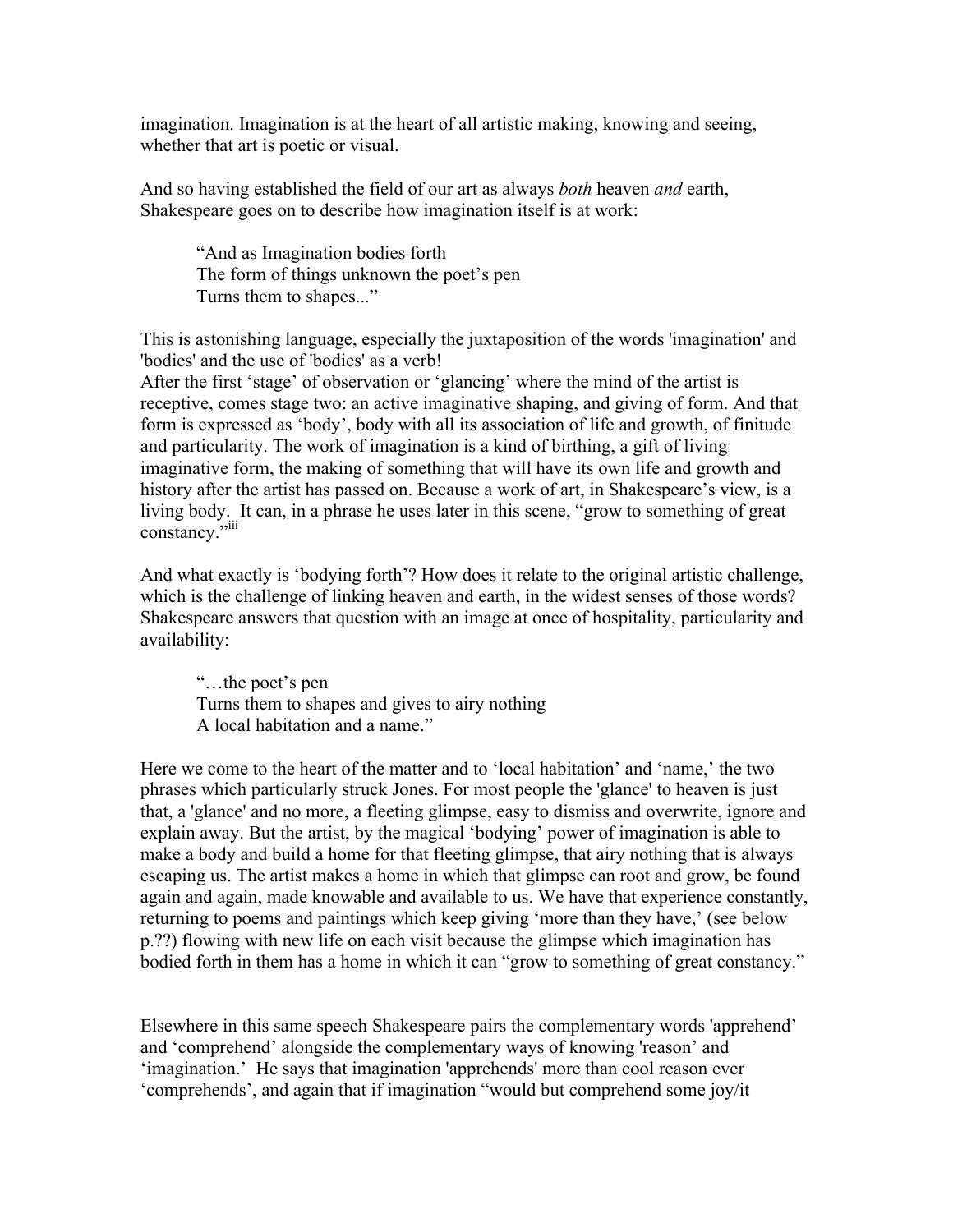imagination. Imagination is at the heart of all artistic making, knowing and seeing, whether that art is poetic or visual.

And so having established the field of our art as always *both* heaven *and* earth, Shakespeare goes on to describe how imagination itself is at work:

> "And as Imagination bodies forth
> The form of things unknown the poet's pen
> Turns them to shapes..."

This is astonishing language, especially the juxtaposition of the words 'imagination' and 'bodies' and the use of 'bodies' as a verb!
After the first 'stage' of observation or 'glancing' where the mind of the artist is receptive, comes stage two: an active imaginative shaping, and giving of form. And that form is expressed as 'body', body with all its association of life and growth, of finitude and particularity. The work of imagination is a kind of birthing, a gift of living imaginative form, the making of something that will have its own life and growth and history after the artist has passed on. Because a work of art, in Shakespeare's view, is a living body. It can, in a phrase he uses later in this scene, "grow to something of great constancy."[iii]

And what exactly is 'bodying forth'? How does it relate to the original artistic challenge, which is the challenge of linking heaven and earth, in the widest senses of those words? Shakespeare answers that question with an image at once of hospitality, particularity and availability:

> "…the poet's pen
> Turns them to shapes and gives to airy nothing
> A local habitation and a name."

Here we come to the heart of the matter and to 'local habitation' and 'name,' the two phrases which particularly struck Jones. For most people the 'glance' to heaven is just that, a 'glance' and no more, a fleeting glimpse, easy to dismiss and overwrite, ignore and explain away. But the artist, by the magical 'bodying' power of imagination is able to make a body and build a home for that fleeting glimpse, that airy nothing that is always escaping us. The artist makes a home in which that glimpse can root and grow, be found again and again, made knowable and available to us. We have that experience constantly, returning to poems and paintings which keep giving 'more than they have,' (see below p.??) flowing with new life on each visit because the glimpse which imagination has bodied forth in them has a home in which it can "grow to something of great constancy."

Elsewhere in this same speech Shakespeare pairs the complementary words 'apprehend' and 'comprehend' alongside the complementary ways of knowing 'reason' and 'imagination.' He says that imagination 'apprehends' more than cool reason ever 'comprehends', and again that if imagination "would but comprehend some joy/it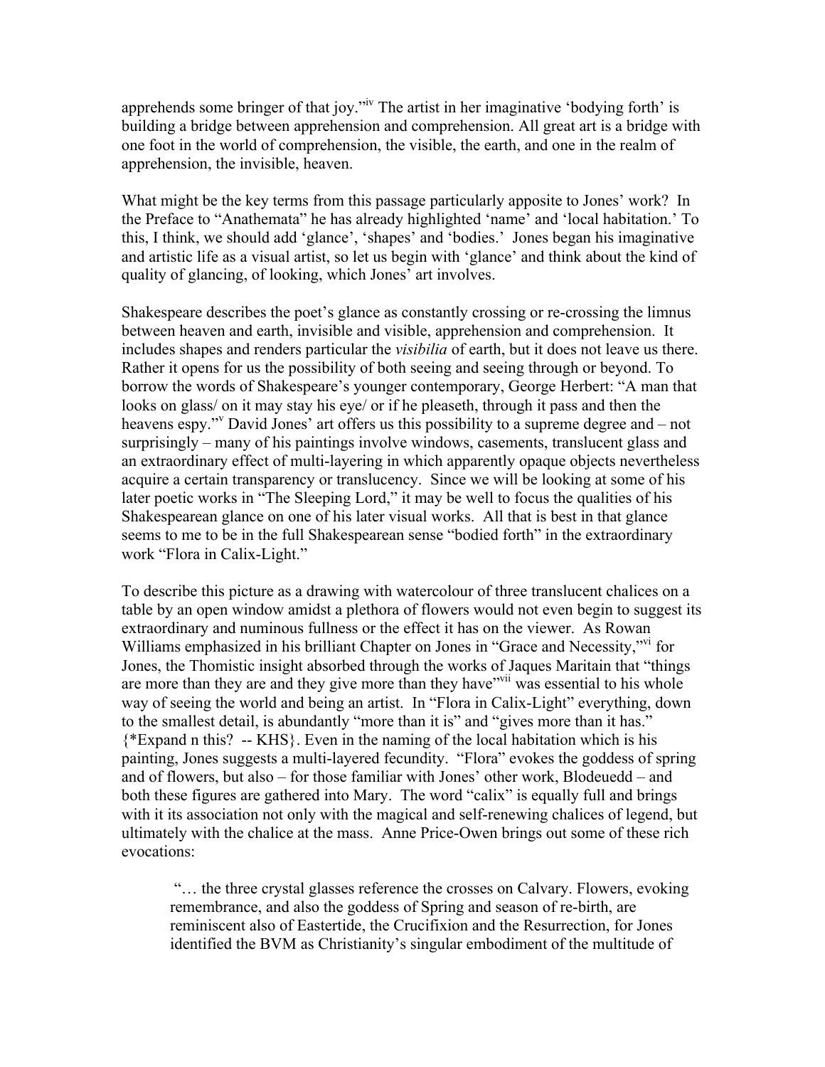apprehends some bringer of that joy."[iv] The artist in her imaginative 'bodying forth' is building a bridge between apprehension and comprehension. All great art is a bridge with one foot in the world of comprehension, the visible, the earth, and one in the realm of apprehension, the invisible, heaven.

What might be the key terms from this passage particularly apposite to Jones' work? In the Preface to "Anathemata" he has already highlighted 'name' and 'local habitation.' To this, I think, we should add 'glance', 'shapes' and 'bodies.' Jones began his imaginative and artistic life as a visual artist, so let us begin with 'glance' and think about the kind of quality of glancing, of looking, which Jones' art involves.

Shakespeare describes the poet's glance as constantly crossing or re-crossing the limnus between heaven and earth, invisible and visible, apprehension and comprehension. It includes shapes and renders particular the *visibilia* of earth, but it does not leave us there. Rather it opens for us the possibility of both seeing and seeing through or beyond. To borrow the words of Shakespeare's younger contemporary, George Herbert: "A man that looks on glass/ on it may stay his eye/ or if he pleaseth, through it pass and then the heavens espy."[v] David Jones' art offers us this possibility to a supreme degree and – not surprisingly – many of his paintings involve windows, casements, translucent glass and an extraordinary effect of multi-layering in which apparently opaque objects nevertheless acquire a certain transparency or translucency. Since we will be looking at some of his later poetic works in "The Sleeping Lord," it may be well to focus the qualities of his Shakespearean glance on one of his later visual works. All that is best in that glance seems to me to be in the full Shakespearean sense "bodied forth" in the extraordinary work "Flora in Calix-Light."

To describe this picture as a drawing with watercolour of three translucent chalices on a table by an open window amidst a plethora of flowers would not even begin to suggest its extraordinary and numinous fullness or the effect it has on the viewer. As Rowan Williams emphasized in his brilliant Chapter on Jones in "Grace and Necessity,"[vi] for Jones, the Thomistic insight absorbed through the works of Jaques Maritain that "things are more than they are and they give more than they have"[vii] was essential to his whole way of seeing the world and being an artist. In "Flora in Calix-Light" everything, down to the smallest detail, is abundantly "more than it is" and "gives more than it has." {*Expand n this? -- KHS}. Even in the naming of the local habitation which is his painting, Jones suggests a multi-layered fecundity. "Flora" evokes the goddess of spring and of flowers, but also – for those familiar with Jones' other work, Blodeuedd – and both these figures are gathered into Mary. The word "calix" is equally full and brings with it its association not only with the magical and self-renewing chalices of legend, but ultimately with the chalice at the mass. Anne Price-Owen brings out some of these rich evocations:

> "… the three crystal glasses reference the crosses on Calvary. Flowers, evoking remembrance, and also the goddess of Spring and season of re-birth, are reminiscent also of Eastertide, the Crucifixion and the Resurrection, for Jones identified the BVM as Christianity's singular embodiment of the multitude of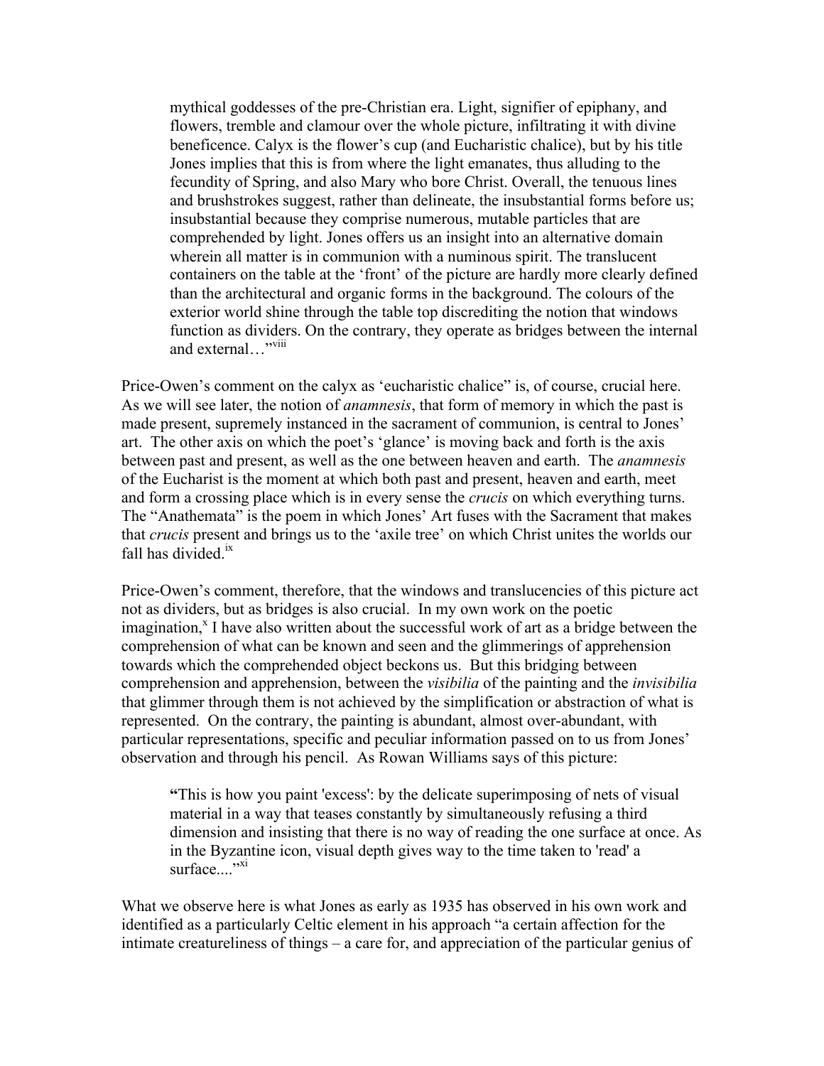> mythical goddesses of the pre-Christian era. Light, signifier of epiphany, and flowers, tremble and clamour over the whole picture, infiltrating it with divine beneficence. Calyx is the flower's cup (and Eucharistic chalice), but by his title Jones implies that this is from where the light emanates, thus alluding to the fecundity of Spring, and also Mary who bore Christ. Overall, the tenuous lines and brushstrokes suggest, rather than delineate, the insubstantial forms before us; insubstantial because they comprise numerous, mutable particles that are comprehended by light. Jones offers us an insight into an alternative domain wherein all matter is in communion with a numinous spirit. The translucent containers on the table at the 'front' of the picture are hardly more clearly defined than the architectural and organic forms in the background. The colours of the exterior world shine through the table top discrediting the notion that windows function as dividers. On the contrary, they operate as bridges between the internal and external…"[viii]

Price-Owen's comment on the calyx as 'eucharistic chalice" is, of course, crucial here. As we will see later, the notion of *anamnesis*, that form of memory in which the past is made present, supremely instanced in the sacrament of communion, is central to Jones' art. The other axis on which the poet's 'glance' is moving back and forth is the axis between past and present, as well as the one between heaven and earth. The *anamnesis* of the Eucharist is the moment at which both past and present, heaven and earth, meet and form a crossing place which is in every sense the *crucis* on which everything turns. The "Anathemata" is the poem in which Jones' Art fuses with the Sacrament that makes that *crucis* present and brings us to the 'axile tree' on which Christ unites the worlds our fall has divided.[ix]

Price-Owen's comment, therefore, that the windows and translucencies of this picture act not as dividers, but as bridges is also crucial. In my own work on the poetic imagination,[x] I have also written about the successful work of art as a bridge between the comprehension of what can be known and seen and the glimmerings of apprehension towards which the comprehended object beckons us. But this bridging between comprehension and apprehension, between the *visibilia* of the painting and the *invisibilia* that glimmer through them is not achieved by the simplification or abstraction of what is represented. On the contrary, the painting is abundant, almost over-abundant, with particular representations, specific and peculiar information passed on to us from Jones' observation and through his pencil. As Rowan Williams says of this picture:

> **"**This is how you paint 'excess': by the delicate superimposing of nets of visual material in a way that teases constantly by simultaneously refusing a third dimension and insisting that there is no way of reading the one surface at once. As in the Byzantine icon, visual depth gives way to the time taken to 'read' a surface...."[xi]

What we observe here is what Jones as early as 1935 has observed in his own work and identified as a particularly Celtic element in his approach "a certain affection for the intimate creatureliness of things – a care for, and appreciation of the particular genius of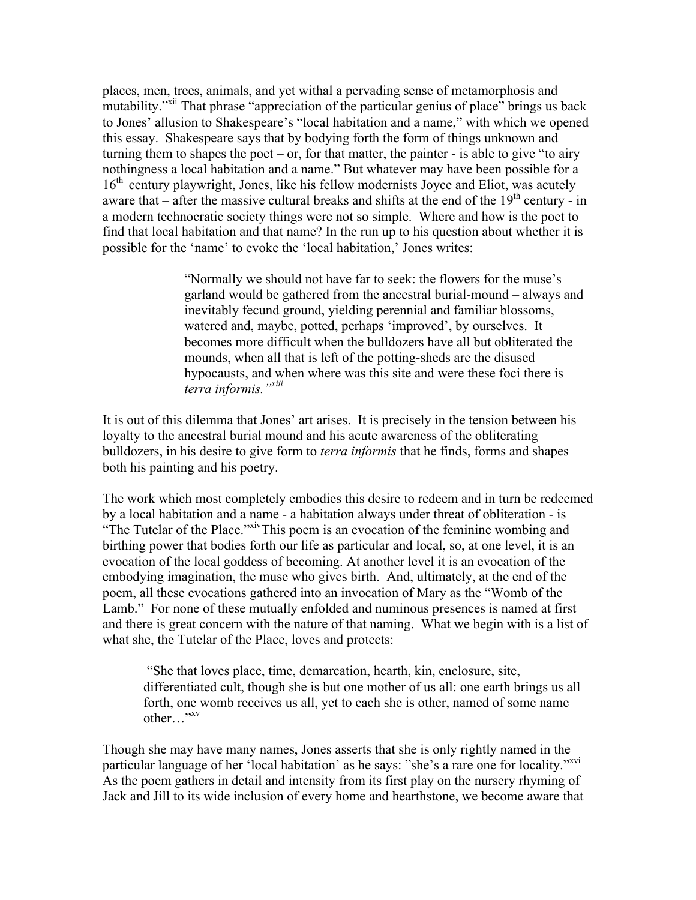places, men, trees, animals, and yet withal a pervading sense of metamorphosis and mutability."[xii] That phrase "appreciation of the particular genius of place" brings us back to Jones' allusion to Shakespeare's "local habitation and a name," with which we opened this essay. Shakespeare says that by bodying forth the form of things unknown and turning them to shapes the poet – or, for that matter, the painter - is able to give "to airy nothingness a local habitation and a name." But whatever may have been possible for a 16th century playwright, Jones, like his fellow modernists Joyce and Eliot, was acutely aware that – after the massive cultural breaks and shifts at the end of the 19th century - in a modern technocratic society things were not so simple. Where and how is the poet to find that local habitation and that name? In the run up to his question about whether it is possible for the 'name' to evoke the 'local habitation,' Jones writes:

> "Normally we should not have far to seek: the flowers for the muse's garland would be gathered from the ancestral burial-mound – always and inevitably fecund ground, yielding perennial and familiar blossoms, watered and, maybe, potted, perhaps 'improved', by ourselves. It becomes more difficult when the bulldozers have all but obliterated the mounds, when all that is left of the potting-sheds are the disused hypocausts, and when where was this site and were these foci there is *terra informis.'*[xiii]

It is out of this dilemma that Jones' art arises. It is precisely in the tension between his loyalty to the ancestral burial mound and his acute awareness of the obliterating bulldozers, in his desire to give form to *terra informis* that he finds, forms and shapes both his painting and his poetry.

The work which most completely embodies this desire to redeem and in turn be redeemed by a local habitation and a name - a habitation always under threat of obliteration - is "The Tutelar of the Place."[xiv] This poem is an evocation of the feminine wombing and birthing power that bodies forth our life as particular and local, so, at one level, it is an evocation of the local goddess of becoming. At another level it is an evocation of the embodying imagination, the muse who gives birth. And, ultimately, at the end of the poem, all these evocations gathered into an invocation of Mary as the "Womb of the Lamb." For none of these mutually enfolded and numinous presences is named at first and there is great concern with the nature of that naming. What we begin with is a list of what she, the Tutelar of the Place, loves and protects:

> "She that loves place, time, demarcation, hearth, kin, enclosure, site, differentiated cult, though she is but one mother of us all: one earth brings us all forth, one womb receives us all, yet to each she is other, named of some name other…"[xv]

Though she may have many names, Jones asserts that she is only rightly named in the particular language of her 'local habitation' as he says: "she's a rare one for locality."[xvi] As the poem gathers in detail and intensity from its first play on the nursery rhyming of Jack and Jill to its wide inclusion of every home and hearthstone, we become aware that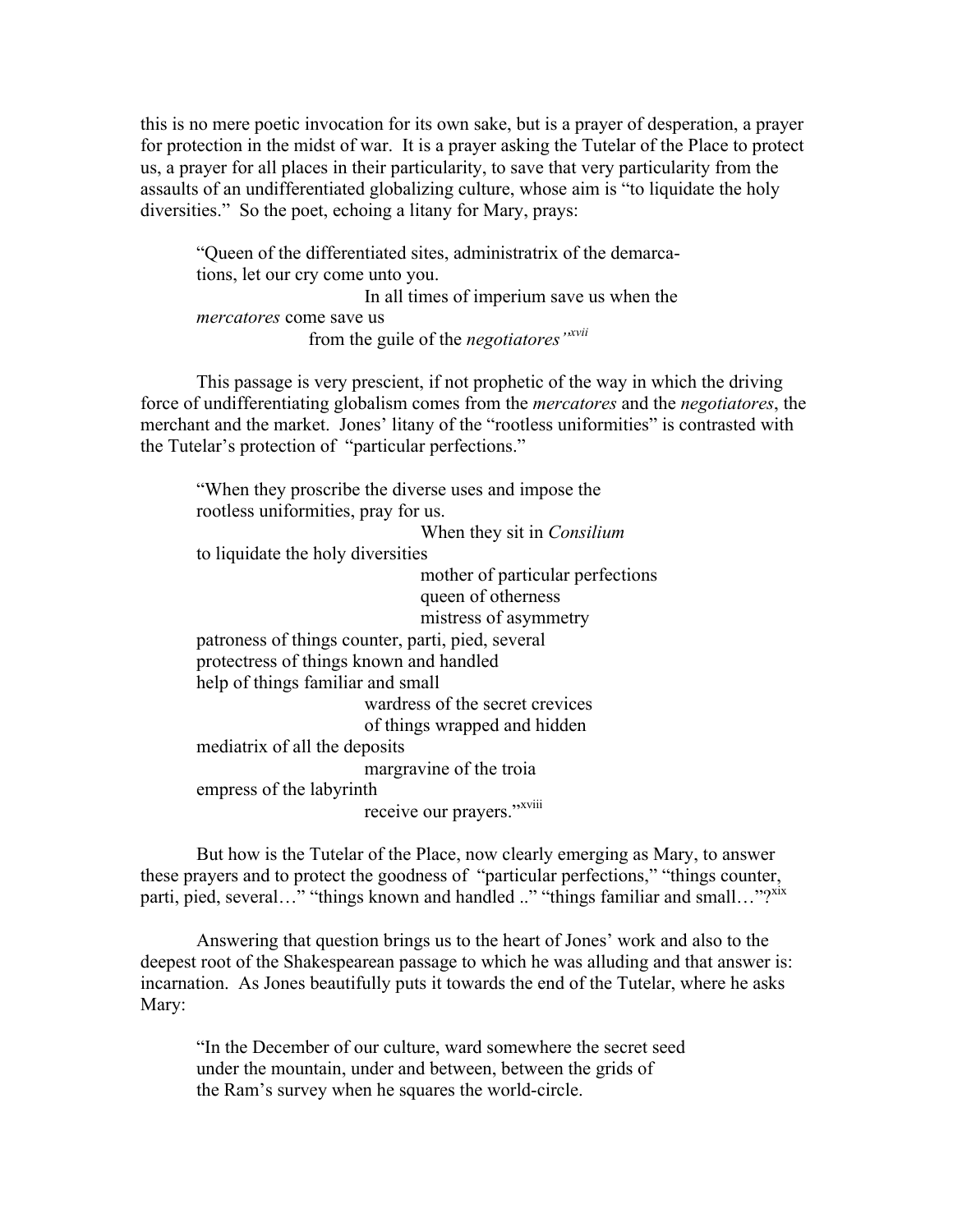this is no mere poetic invocation for its own sake, but is a prayer of desperation, a prayer for protection in the midst of war. It is a prayer asking the Tutelar of the Place to protect us, a prayer for all places in their particularity, to save that very particularity from the assaults of an undifferentiated globalizing culture, whose aim is "to liquidate the holy diversities." So the poet, echoing a litany for Mary, prays:

> "Queen of the differentiated sites, administratrix of the demarca-
> tions, let our cry come unto you.
>                     In all times of imperium save us when the
> *mercatores* come save us
>               from the guile of the *negotiatores*"[xvii]

This passage is very prescient, if not prophetic of the way in which the driving force of undifferentiating globalism comes from the *mercatores* and the *negotiatores*, the merchant and the market. Jones' litany of the "rootless uniformities" is contrasted with the Tutelar's protection of "particular perfections."

> "When they proscribe the diverse uses and impose the
> rootless uniformities, pray for us.
>                     When they sit in *Consilium*
> to liquidate the holy diversities
>                     mother of particular perfections
>                     queen of otherness
>                     mistress of asymmetry
> patroness of things counter, parti, pied, several
> protectress of things known and handled
> help of things familiar and small
>                 wardress of the secret crevices
>                 of things wrapped and hidden
> mediatrix of all the deposits
>                 margravine of the troia
> empress of the labyrinth
>                 receive our prayers."[xviii]

But how is the Tutelar of the Place, now clearly emerging as Mary, to answer these prayers and to protect the goodness of "particular perfections," "things counter, parti, pied, several…" "things known and handled .." "things familiar and small…"?[xix]

Answering that question brings us to the heart of Jones' work and also to the deepest root of the Shakespearean passage to which he was alluding and that answer is: incarnation. As Jones beautifully puts it towards the end of the Tutelar, where he asks Mary:

> "In the December of our culture, ward somewhere the secret seed
> under the mountain, under and between, between the grids of
> the Ram's survey when he squares the world-circle.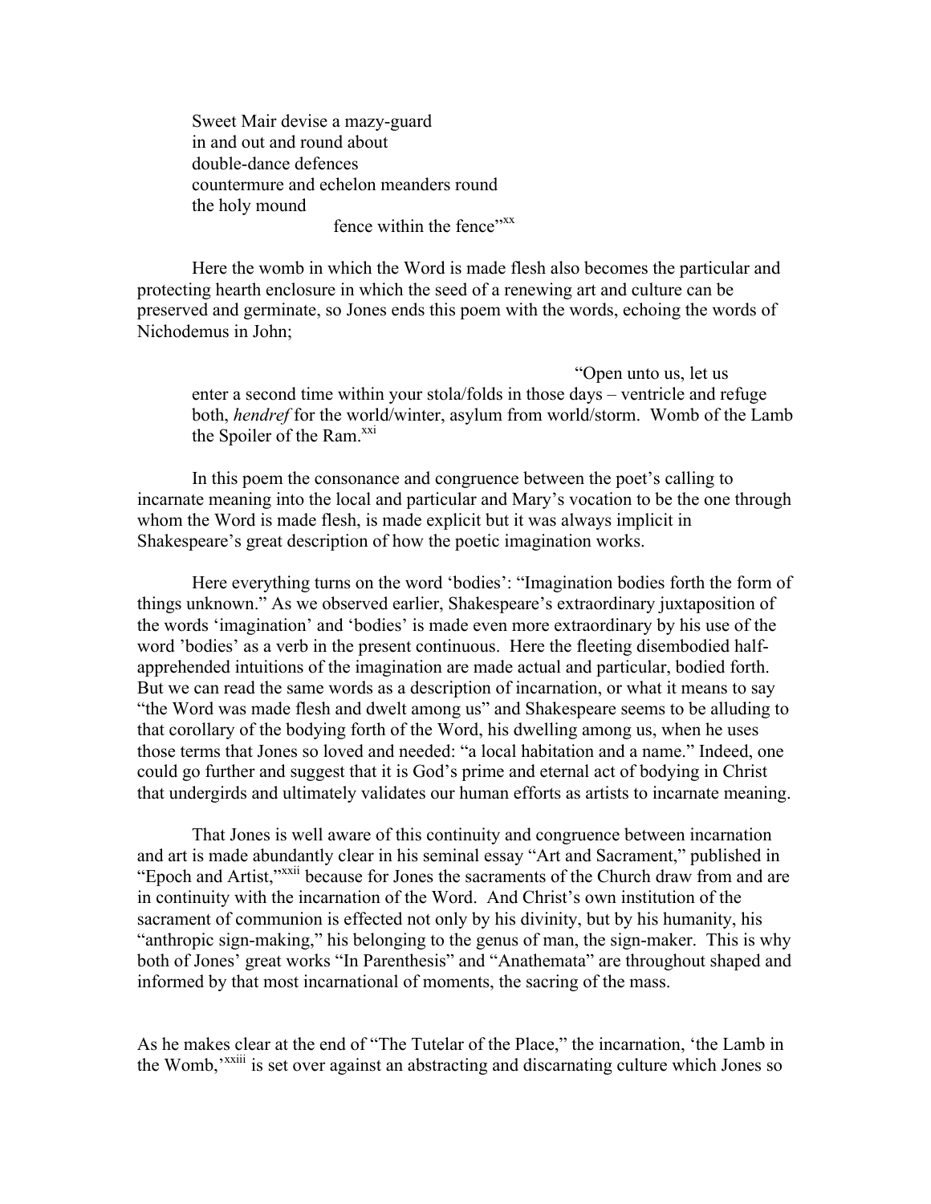> Sweet Mair devise a mazy-guard
> in and out and round about
> double-dance defences
> countermure and echelon meanders round
> the holy mound
> fence within the fence"[xx]

Here the womb in which the Word is made flesh also becomes the particular and protecting hearth enclosure in which the seed of a renewing art and culture can be preserved and germinate, so Jones ends this poem with the words, echoing the words of Nichodemus in John;

> "Open unto us, let us enter a second time within your stola/folds in those days – ventricle and refuge both, *hendref* for the world/winter, asylum from world/storm. Womb of the Lamb the Spoiler of the Ram.[xxi]

In this poem the consonance and congruence between the poet's calling to incarnate meaning into the local and particular and Mary's vocation to be the one through whom the Word is made flesh, is made explicit but it was always implicit in Shakespeare's great description of how the poetic imagination works.

Here everything turns on the word 'bodies': "Imagination bodies forth the form of things unknown." As we observed earlier, Shakespeare's extraordinary juxtaposition of the words 'imagination' and 'bodies' is made even more extraordinary by his use of the word 'bodies' as a verb in the present continuous. Here the fleeting disembodied half-apprehended intuitions of the imagination are made actual and particular, bodied forth. But we can read the same words as a description of incarnation, or what it means to say "the Word was made flesh and dwelt among us" and Shakespeare seems to be alluding to that corollary of the bodying forth of the Word, his dwelling among us, when he uses those terms that Jones so loved and needed: "a local habitation and a name." Indeed, one could go further and suggest that it is God's prime and eternal act of bodying in Christ that undergirds and ultimately validates our human efforts as artists to incarnate meaning.

That Jones is well aware of this continuity and congruence between incarnation and art is made abundantly clear in his seminal essay "Art and Sacrament," published in "Epoch and Artist,"[xxii] because for Jones the sacraments of the Church draw from and are in continuity with the incarnation of the Word. And Christ's own institution of the sacrament of communion is effected not only by his divinity, but by his humanity, his "anthropic sign-making," his belonging to the genus of man, the sign-maker. This is why both of Jones' great works "In Parenthesis" and "Anathemata" are throughout shaped and informed by that most incarnational of moments, the sacring of the mass.

As he makes clear at the end of "The Tutelar of the Place," the incarnation, 'the Lamb in the Womb,'[xxiii] is set over against an abstracting and discarnating culture which Jones so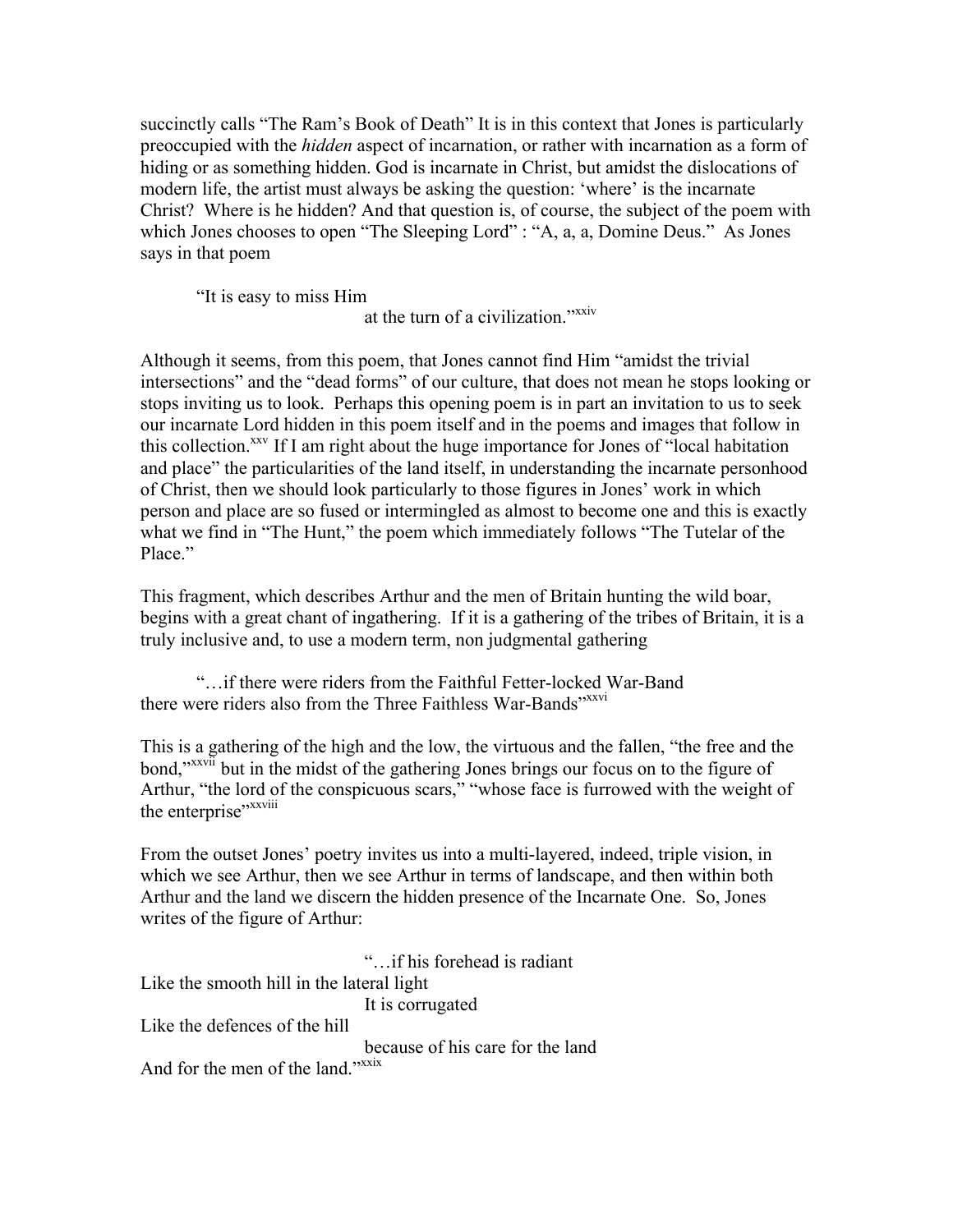succinctly calls "The Ram's Book of Death" It is in this context that Jones is particularly preoccupied with the *hidden* aspect of incarnation, or rather with incarnation as a form of hiding or as something hidden. God is incarnate in Christ, but amidst the dislocations of modern life, the artist must always be asking the question: 'where' is the incarnate Christ? Where is he hidden? And that question is, of course, the subject of the poem with which Jones chooses to open "The Sleeping Lord" : "A, a, a, Domine Deus." As Jones says in that poem

> "It is easy to miss Him
> at the turn of a civilization."[xxiv]

Although it seems, from this poem, that Jones cannot find Him "amidst the trivial intersections" and the "dead forms" of our culture, that does not mean he stops looking or stops inviting us to look. Perhaps this opening poem is in part an invitation to us to seek our incarnate Lord hidden in this poem itself and in the poems and images that follow in this collection.[xxv] If I am right about the huge importance for Jones of "local habitation and place" the particularities of the land itself, in understanding the incarnate personhood of Christ, then we should look particularly to those figures in Jones' work in which person and place are so fused or intermingled as almost to become one and this is exactly what we find in "The Hunt," the poem which immediately follows "The Tutelar of the Place."

This fragment, which describes Arthur and the men of Britain hunting the wild boar, begins with a great chant of ingathering. If it is a gathering of the tribes of Britain, it is a truly inclusive and, to use a modern term, non judgmental gathering

> "…if there were riders from the Faithful Fetter-locked War-Band
> there were riders also from the Three Faithless War-Bands"[xxvi]

This is a gathering of the high and the low, the virtuous and the fallen, "the free and the bond,"[xxvii] but in the midst of the gathering Jones brings our focus on to the figure of Arthur, "the lord of the conspicuous scars," "whose face is furrowed with the weight of the enterprise"[xxviii]

From the outset Jones' poetry invites us into a multi-layered, indeed, triple vision, in which we see Arthur, then we see Arthur in terms of landscape, and then within both Arthur and the land we discern the hidden presence of the Incarnate One. So, Jones writes of the figure of Arthur:

> "…if his forehead is radiant
> Like the smooth hill in the lateral light
> It is corrugated
> Like the defences of the hill
> because of his care for the land
> And for the men of the land."[xxix]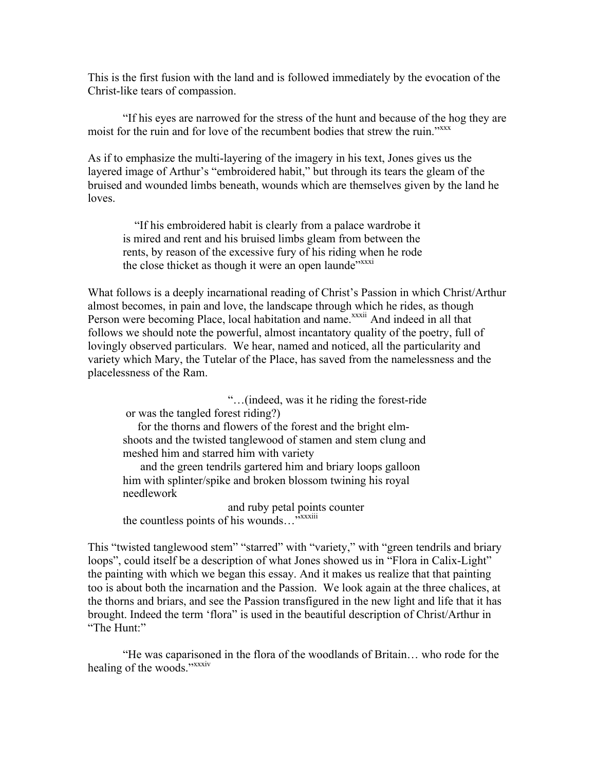This is the first fusion with the land and is followed immediately by the evocation of the Christ-like tears of compassion.

> "If his eyes are narrowed for the stress of the hunt and because of the hog they are moist for the ruin and for love of the recumbent bodies that strew the ruin."[xxx]

As if to emphasize the multi-layering of the imagery in his text, Jones gives us the layered image of Arthur's "embroidered habit," but through its tears the gleam of the bruised and wounded limbs beneath, wounds which are themselves given by the land he loves.

> "If his embroidered habit is clearly from a palace wardrobe it is mired and rent and his bruised limbs gleam from between the rents, by reason of the excessive fury of his riding when he rode the close thicket as though it were an open launde"[xxxi]

What follows is a deeply incarnational reading of Christ's Passion in which Christ/Arthur almost becomes, in pain and love, the landscape through which he rides, as though Person were becoming Place, local habitation and name.[xxxii] And indeed in all that follows we should note the powerful, almost incantatory quality of the poetry, full of lovingly observed particulars. We hear, named and noticed, all the particularity and variety which Mary, the Tutelar of the Place, has saved from the namelessness and the placelessness of the Ram.

> "…(indeed, was it he riding the forest-ride
> or was the tangled forest riding?)
>
> for the thorns and flowers of the forest and the bright elm-shoots and the twisted tanglewood of stamen and stem clung and meshed him and starred him with variety
>
> and the green tendrils gartered him and briary loops galloon him with splinter/spike and broken blossom twining his royal needlework
>
> and ruby petal points counter
> the countless points of his wounds…"[xxxiii]

This "twisted tanglewood stem" "starred" with "variety," with "green tendrils and briary loops", could itself be a description of what Jones showed us in "Flora in Calix-Light" the painting with which we began this essay. And it makes us realize that that painting too is about both the incarnation and the Passion. We look again at the three chalices, at the thorns and briars, and see the Passion transfigured in the new light and life that it has brought. Indeed the term 'flora" is used in the beautiful description of Christ/Arthur in "The Hunt:"

> "He was caparisoned in the flora of the woodlands of Britain… who rode for the healing of the woods."[xxxiv]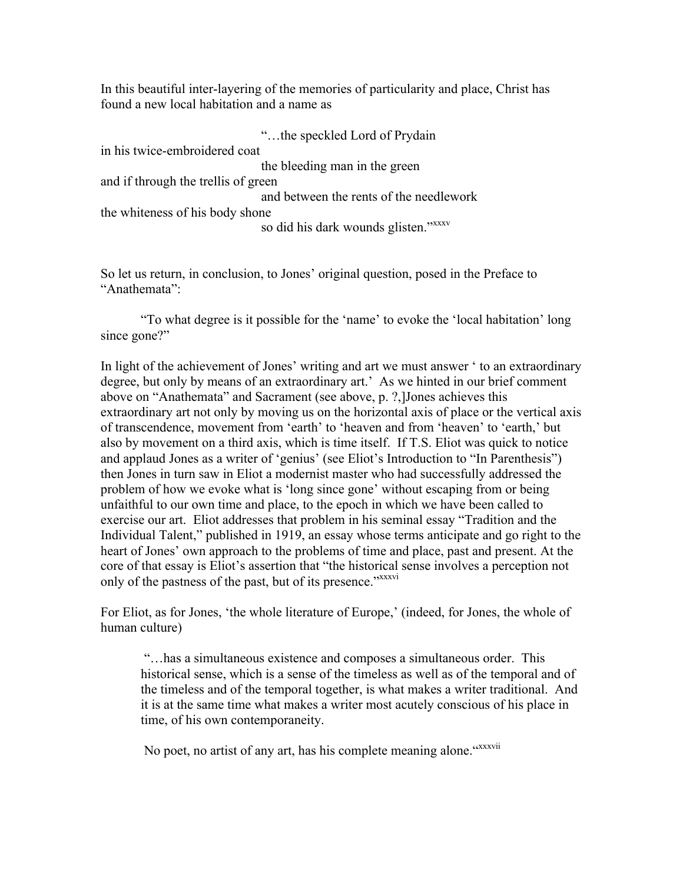In this beautiful inter-layering of the memories of particularity and place, Christ has found a new local habitation and a name as

> "…the speckled Lord of Prydain
> in his twice-embroidered coat
> the bleeding man in the green
> and if through the trellis of green
> and between the rents of the needlework
> the whiteness of his body shone
> so did his dark wounds glisten."[xxxv]

So let us return, in conclusion, to Jones' original question, posed in the Preface to "Anathemata":

"To what degree is it possible for the 'name' to evoke the 'local habitation' long since gone?"

In light of the achievement of Jones' writing and art we must answer ' to an extraordinary degree, but only by means of an extraordinary art.' As we hinted in our brief comment above on "Anathemata" and Sacrament (see above, p. ?,]Jones achieves this extraordinary art not only by moving us on the horizontal axis of place or the vertical axis of transcendence, movement from 'earth' to 'heaven and from 'heaven' to 'earth,' but also by movement on a third axis, which is time itself. If T.S. Eliot was quick to notice and applaud Jones as a writer of 'genius' (see Eliot's Introduction to "In Parenthesis") then Jones in turn saw in Eliot a modernist master who had successfully addressed the problem of how we evoke what is 'long since gone' without escaping from or being unfaithful to our own time and place, to the epoch in which we have been called to exercise our art. Eliot addresses that problem in his seminal essay "Tradition and the Individual Talent," published in 1919, an essay whose terms anticipate and go right to the heart of Jones' own approach to the problems of time and place, past and present. At the core of that essay is Eliot's assertion that "the historical sense involves a perception not only of the pastness of the past, but of its presence."[xxxvi]

For Eliot, as for Jones, 'the whole literature of Europe,' (indeed, for Jones, the whole of human culture)

> "…has a simultaneous existence and composes a simultaneous order. This historical sense, which is a sense of the timeless as well as of the temporal and of the timeless and of the temporal together, is what makes a writer traditional. And it is at the same time what makes a writer most acutely conscious of his place in time, of his own contemporaneity.
>
> No poet, no artist of any art, has his complete meaning alone."[xxxvii]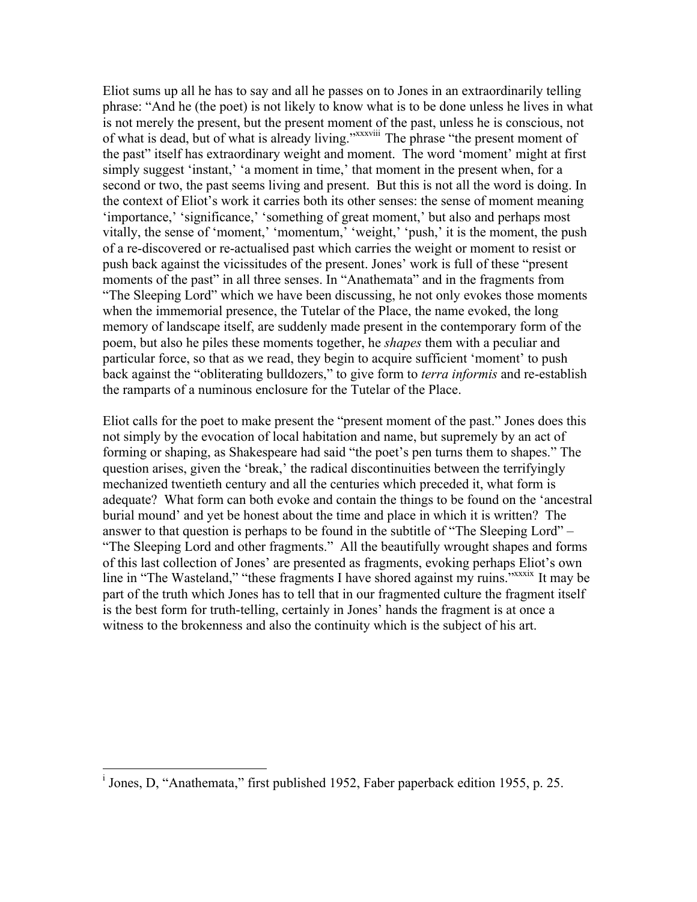Eliot sums up all he has to say and all he passes on to Jones in an extraordinarily telling phrase: "And he (the poet) is not likely to know what is to be done unless he lives in what is not merely the present, but the present moment of the past, unless he is conscious, not of what is dead, but of what is already living."[xxxviii] The phrase "the present moment of the past" itself has extraordinary weight and moment. The word 'moment' might at first simply suggest 'instant,' 'a moment in time,' that moment in the present when, for a second or two, the past seems living and present. But this is not all the word is doing. In the context of Eliot's work it carries both its other senses: the sense of moment meaning 'importance,' 'significance,' 'something of great moment,' but also and perhaps most vitally, the sense of 'moment,' 'momentum,' 'weight,' 'push,' it is the moment, the push of a re-discovered or re-actualised past which carries the weight or moment to resist or push back against the vicissitudes of the present. Jones' work is full of these "present moments of the past" in all three senses. In "Anathemata" and in the fragments from "The Sleeping Lord" which we have been discussing, he not only evokes those moments when the immemorial presence, the Tutelar of the Place, the name evoked, the long memory of landscape itself, are suddenly made present in the contemporary form of the poem, but also he piles these moments together, he *shapes* them with a peculiar and particular force, so that as we read, they begin to acquire sufficient 'moment' to push back against the "obliterating bulldozers," to give form to *terra informis* and re-establish the ramparts of a numinous enclosure for the Tutelar of the Place.

Eliot calls for the poet to make present the "present moment of the past." Jones does this not simply by the evocation of local habitation and name, but supremely by an act of forming or shaping, as Shakespeare had said "the poet's pen turns them to shapes." The question arises, given the 'break,' the radical discontinuities between the terrifyingly mechanized twentieth century and all the centuries which preceded it, what form is adequate? What form can both evoke and contain the things to be found on the 'ancestral burial mound' and yet be honest about the time and place in which it is written? The answer to that question is perhaps to be found in the subtitle of "The Sleeping Lord" – "The Sleeping Lord and other fragments." All the beautifully wrought shapes and forms of this last collection of Jones' are presented as fragments, evoking perhaps Eliot's own line in "The Wasteland," "these fragments I have shored against my ruins."[xxxix] It may be part of the truth which Jones has to tell that in our fragmented culture the fragment itself is the best form for truth-telling, certainly in Jones' hands the fragment is at once a witness to the brokenness and also the continuity which is the subject of his art.

---

[i] Jones, D, "Anathemata," first published 1952, Faber paperback edition 1955, p. 25.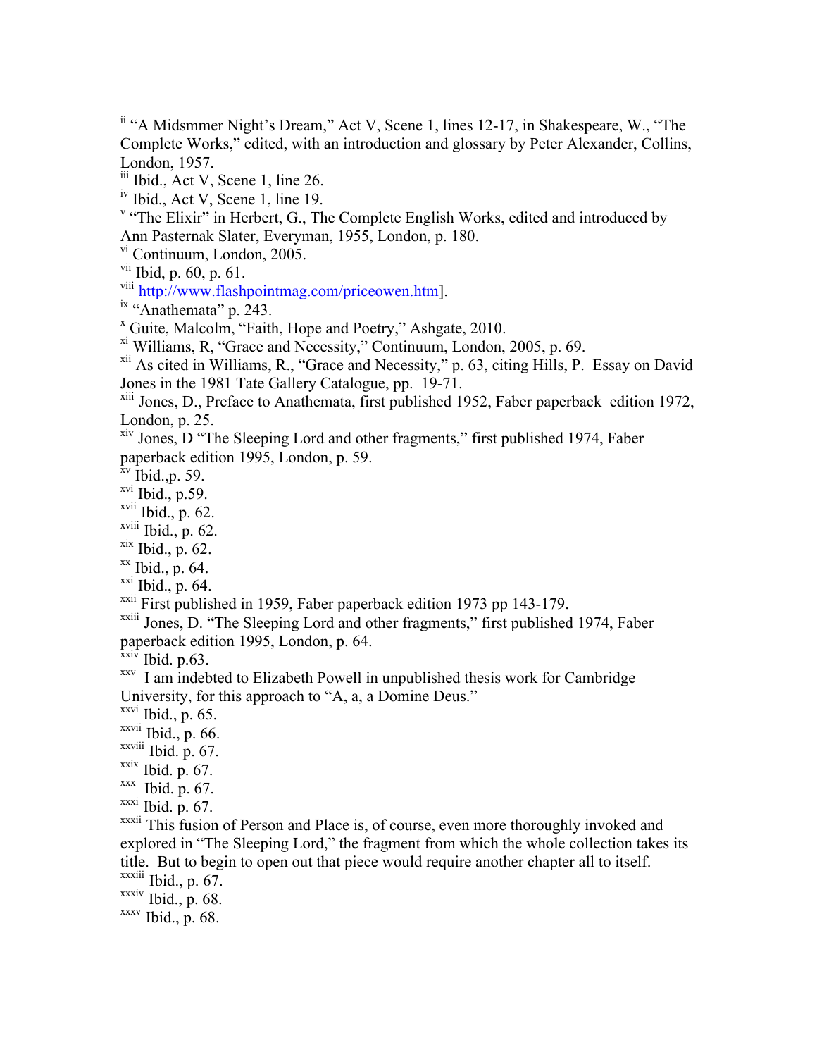[ii] "A Midsmmer Night's Dream," Act V, Scene 1, lines 12-17, in Shakespeare, W., "The Complete Works," edited, with an introduction and glossary by Peter Alexander, Collins, London, 1957.

[iii] Ibid., Act V, Scene 1, line 26.

[iv] Ibid., Act V, Scene 1, line 19.

[v] "The Elixir" in Herbert, G., The Complete English Works, edited and introduced by Ann Pasternak Slater, Everyman, 1955, London, p. 180.

[vi] Continuum, London, 2005.

[vii] Ibid, p. 60, p. 61.

[viii] http://www.flashpointmag.com/priceowen.htm].

[ix] "Anathemata" p. 243.

[x] Guite, Malcolm, "Faith, Hope and Poetry," Ashgate, 2010.

[xi] Williams, R, "Grace and Necessity," Continuum, London, 2005, p. 69.

[xii] As cited in Williams, R., "Grace and Necessity," p. 63, citing Hills, P. Essay on David Jones in the 1981 Tate Gallery Catalogue, pp. 19-71.

[xiii] Jones, D., Preface to Anathemata, first published 1952, Faber paperback edition 1972, London, p. 25.

[xiv] Jones, D "The Sleeping Lord and other fragments," first published 1974, Faber paperback edition 1995, London, p. 59.

[xv] Ibid.,p. 59.

[xvi] Ibid., p.59.

[xvii] Ibid., p. 62.

[xviii] Ibid., p. 62.

[xix] Ibid., p. 62.

[xx] Ibid., p. 64.

[xxi] Ibid., p. 64.

[xxii] First published in 1959, Faber paperback edition 1973 pp 143-179.

[xxiii] Jones, D. "The Sleeping Lord and other fragments," first published 1974, Faber paperback edition 1995, London, p. 64.

[xxiv] Ibid. p.63.

[xxv] I am indebted to Elizabeth Powell in unpublished thesis work for Cambridge University, for this approach to "A, a, a Domine Deus."

[xxvi] Ibid., p. 65.

[xxvii] Ibid., p. 66.

[xxviii] Ibid. p. 67.

[xxix] Ibid. p. 67.

[xxx] Ibid. p. 67.

[xxxi] Ibid. p. 67.

[xxxii] This fusion of Person and Place is, of course, even more thoroughly invoked and explored in "The Sleeping Lord," the fragment from which the whole collection takes its title. But to begin to open out that piece would require another chapter all to itself.

[xxxiii] Ibid., p. 67.

[xxxiv] Ibid., p. 68.

[xxxv] Ibid., p. 68.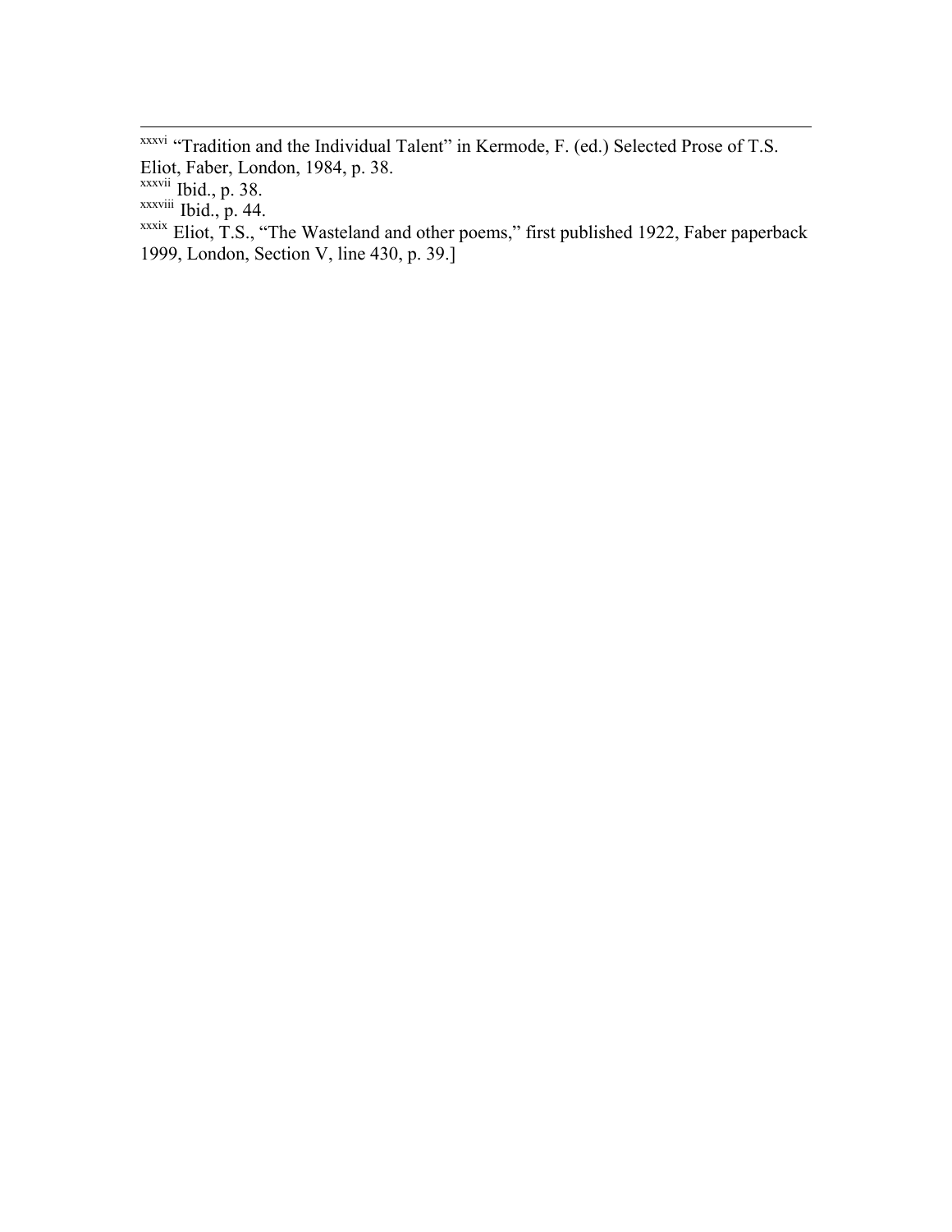---

[xxxvi] "Tradition and the Individual Talent" in Kermode, F. (ed.) Selected Prose of T.S. Eliot, Faber, London, 1984, p. 38.

[xxxvii] Ibid., p. 38.

[xxxviii] Ibid., p. 44.

[xxxix] Eliot, T.S., "The Wasteland and other poems," first published 1922, Faber paperback 1999, London, Section V, line 430, p. 39.]